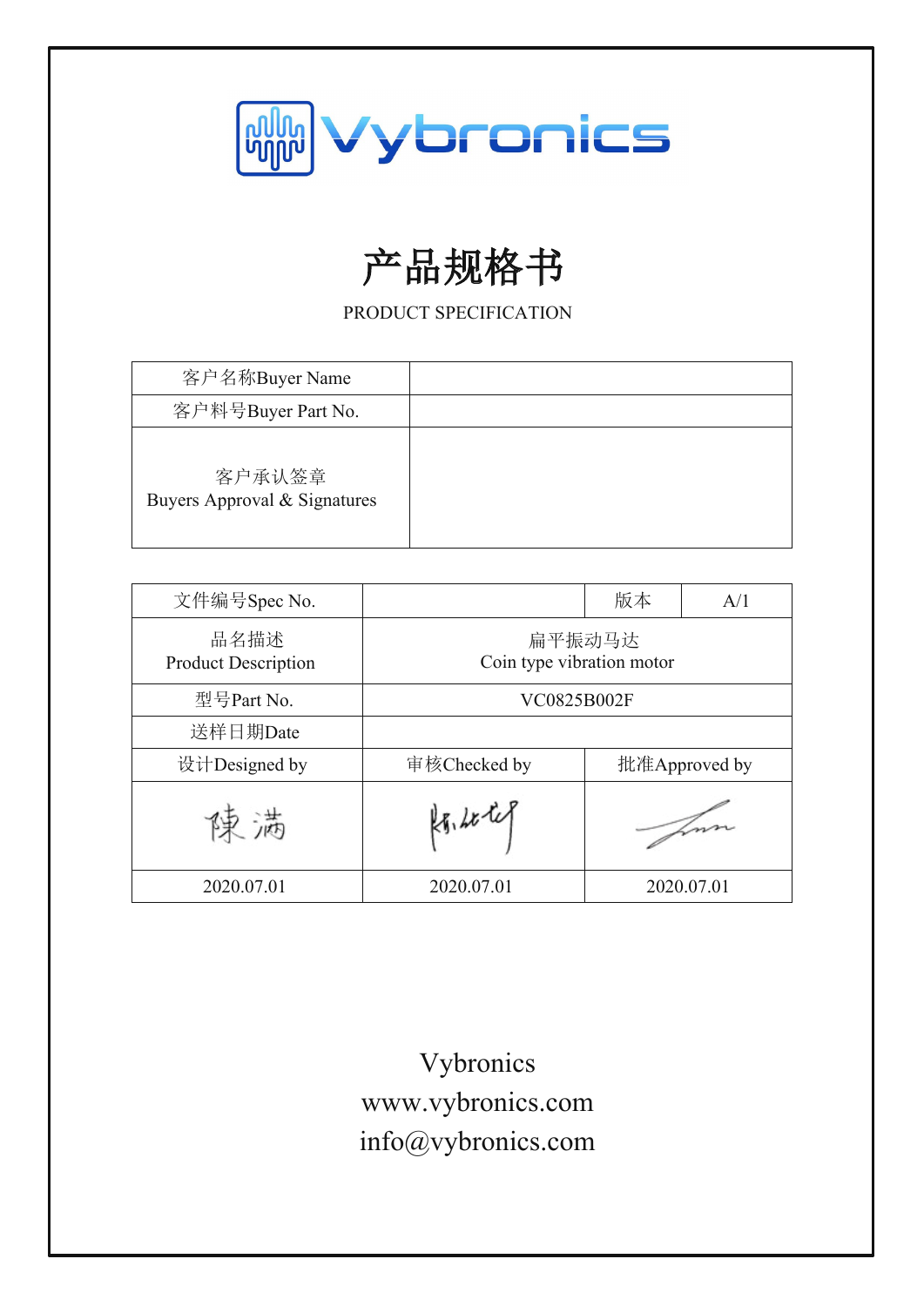Vybronics

# 产品规格书

PRODUCT SPECIFICATION

| | |
|---|---|
| 客户名称Buyer Name | |
| 客户料号Buyer Part No. | |
| 客户承认签章<br>Buyers Approval & Signatures | |

| | | | |
|---|---|---|---|
| 文件编号Spec No. | | 版本 | A/1 |
| 品名描述<br>Product Description | 扁平振动马达<br>Coin type vibration motor | | |
| 型号Part No. | VC0825B002F | | |
| 送样日期Date | | | |
| 设计Designed by | 审核Checked by | 批准Approved by | |
| 陳满 | | | |
| 2020.07.01 | 2020.07.01 | 2020.07.01 | |

Vybronics
www.vybronics.com
info@vybronics.com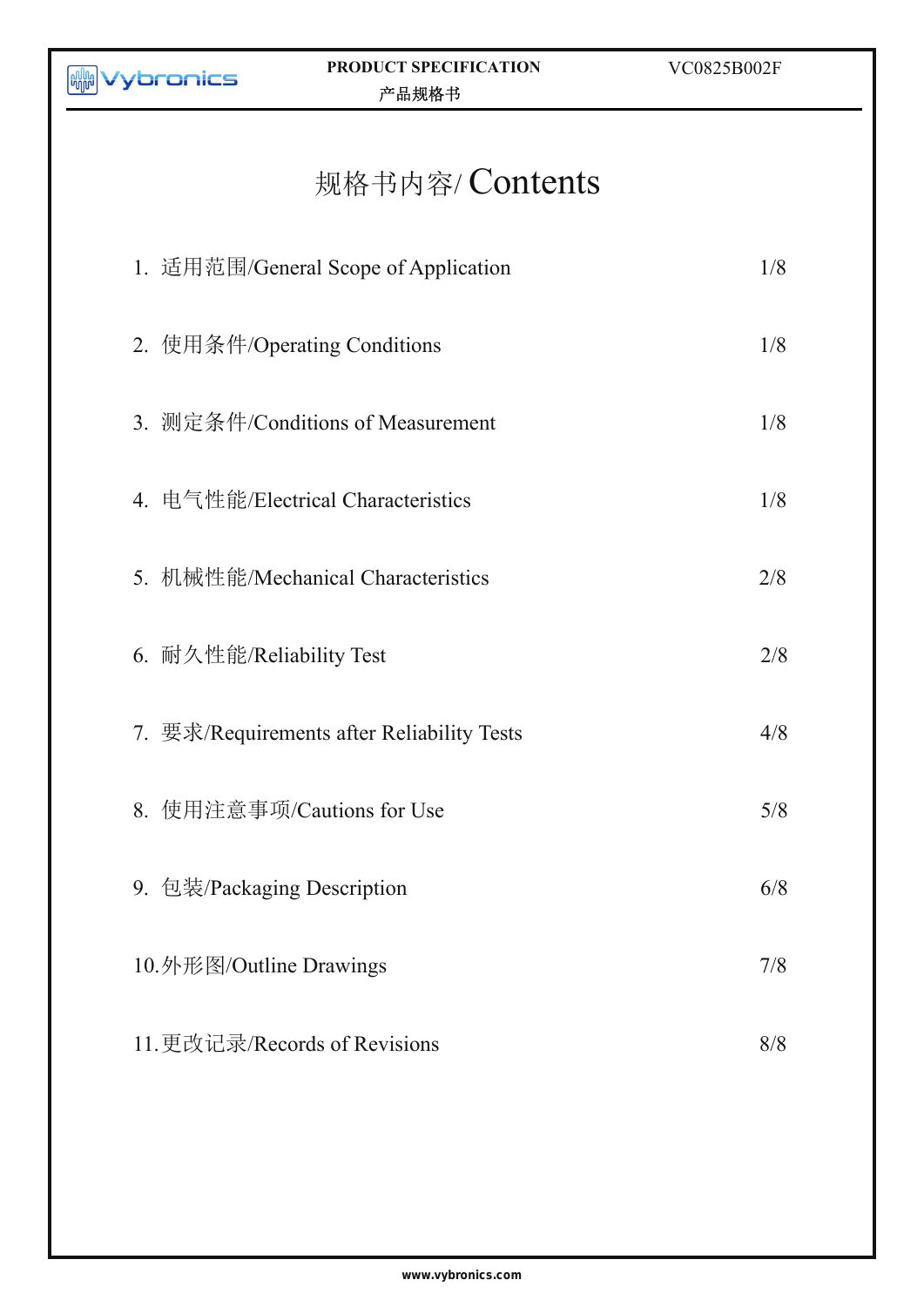# 规格书内容/ Contents

| | |
|---|---|
| 1. 适用范围/General Scope of Application | 1/8 |
| 2. 使用条件/Operating Conditions | 1/8 |
| 3. 测定条件/Conditions of Measurement | 1/8 |
| 4. 电气性能/Electrical Characteristics | 1/8 |
| 5. 机械性能/Mechanical Characteristics | 2/8 |
| 6. 耐久性能/Reliability Test | 2/8 |
| 7. 要求/Requirements after Reliability Tests | 4/8 |
| 8. 使用注意事项/Cautions for Use | 5/8 |
| 9. 包装/Packaging Description | 6/8 |
| 10. 外形图/Outline Drawings | 7/8 |
| 11. 更改记录/Records of Revisions | 8/8 |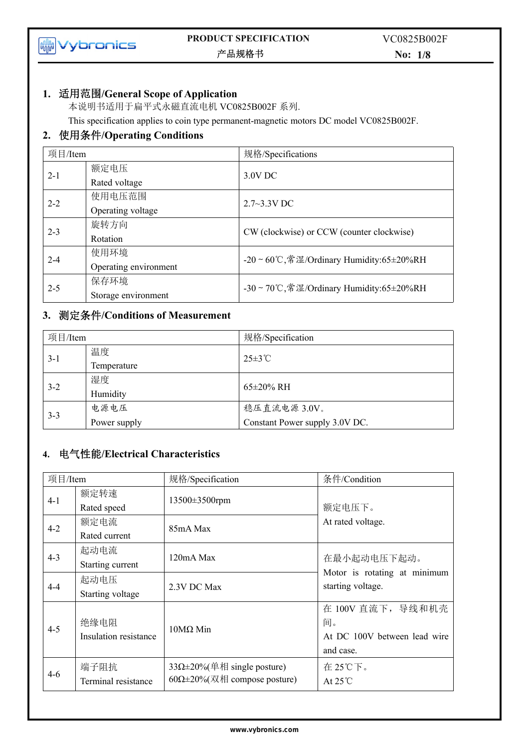## 1. 适用范围/General Scope of Application

本说明书适用于扁平式永磁直流电机 VC0825B002F 系列.

This specification applies to coin type permanent-magnetic motors DC model VC0825B002F.

## 2. 使用条件/Operating Conditions

| 项目/Item | | 规格/Specifications |
|---|---|---|
| 2-1 | 额定电压 Rated voltage | 3.0V DC |
| 2-2 | 使用电压范围 Operating voltage | 2.7~3.3V DC |
| 2-3 | 旋转方向 Rotation | CW (clockwise) or CCW (counter clockwise) |
| 2-4 | 使用环境 Operating environment | -20 ~ 60℃,常湿/Ordinary Humidity:65±20%RH |
| 2-5 | 保存环境 Storage environment | -30 ~ 70℃,常湿/Ordinary Humidity:65±20%RH |

## 3. 测定条件/Conditions of Measurement

| 项目/Item | | 规格/Specification |
|---|---|---|
| 3-1 | 温度 Temperature | 25±3℃ |
| 3-2 | 湿度 Humidity | 65±20% RH |
| 3-3 | 电源电压 Power supply | 稳压直流电源 3.0V。 Constant Power supply 3.0V DC. |

## 4. 电气性能/Electrical Characteristics

| 项目/Item | | 规格/Specification | 条件/Condition |
|---|---|---|---|
| 4-1 | 额定转速 Rated speed | 13500±3500rpm | 额定电压下。 At rated voltage. |
| 4-2 | 额定电流 Rated current | 85mA Max | |
| 4-3 | 起动电流 Starting current | 120mA Max | 在最小起动电压下起动。 Motor is rotating at minimum starting voltage. |
| 4-4 | 起动电压 Starting voltage | 2.3V DC Max | |
| 4-5 | 绝缘电阻 Insulation resistance | 10MΩ Min | 在 100V 直流下，导线和机壳间。 At DC 100V between lead wire and case. |
| 4-6 | 端子阻抗 Terminal resistance | 33Ω±20%(单相 single posture) 60Ω±20%(双相 compose posture) | 在 25℃下。 At 25℃ |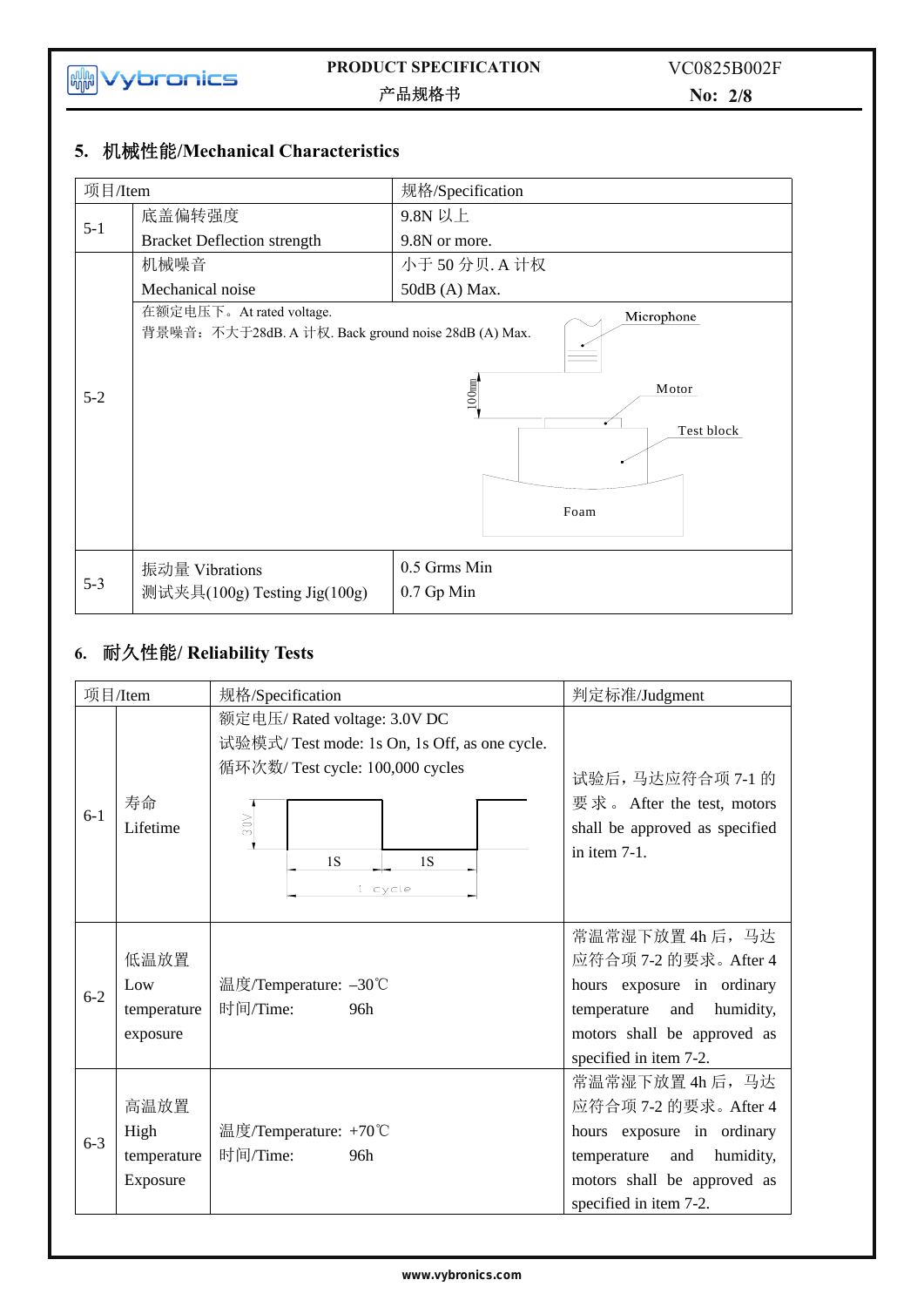## 5. 机械性能/Mechanical Characteristics

| 项目/Item | | 规格/Specification |
|---|---|---|
| 5-1 | 底盖偏转强度<br>Bracket Deflection strength | 9.8N 以上<br>9.8N or more. |
| 5-2 | 机械噪音<br>Mechanical noise | 小于 50 分贝. A 计权<br>50dB (A) Max. |
| | 在额定电压下。At rated voltage.<br>背景噪音：不大于28dB. A 计权. Back ground noise 28dB (A) Max.<br>Microphone<br>100mm<br>Motor<br>Test block<br>Foam | |
| 5-3 | 振动量 Vibrations<br>测试夹具(100g) Testing Jig(100g) | 0.5 Grms Min<br>0.7 Gp Min |

## 6. 耐久性能/ Reliability Tests

| 项目/Item | | 规格/Specification | 判定标准/Judgment |
|---|---|---|---|
| 6-1 | 寿命<br>Lifetime | 额定电压/ Rated voltage: 3.0V DC<br>试验模式/ Test mode: 1s On, 1s Off, as one cycle.<br>循环次数/ Test cycle: 100,000 cycles<br>3.0V<br>1S 1S<br>1 cycle | 试验后，马达应符合项 7-1 的要求。After the test, motors shall be approved as specified in item 7-1. |
| 6-2 | 低温放置<br>Low temperature exposure | 温度/Temperature: –30℃<br>时间/Time: 96h | 常温常湿下放置 4h 后，马达应符合项 7-2 的要求。After 4 hours exposure in ordinary temperature and humidity, motors shall be approved as specified in item 7-2. |
| 6-3 | 高温放置<br>High temperature Exposure | 温度/Temperature: +70℃<br>时间/Time: 96h | 常温常湿下放置 4h 后，马达应符合项 7-2 的要求。After 4 hours exposure in ordinary temperature and humidity, motors shall be approved as specified in item 7-2. |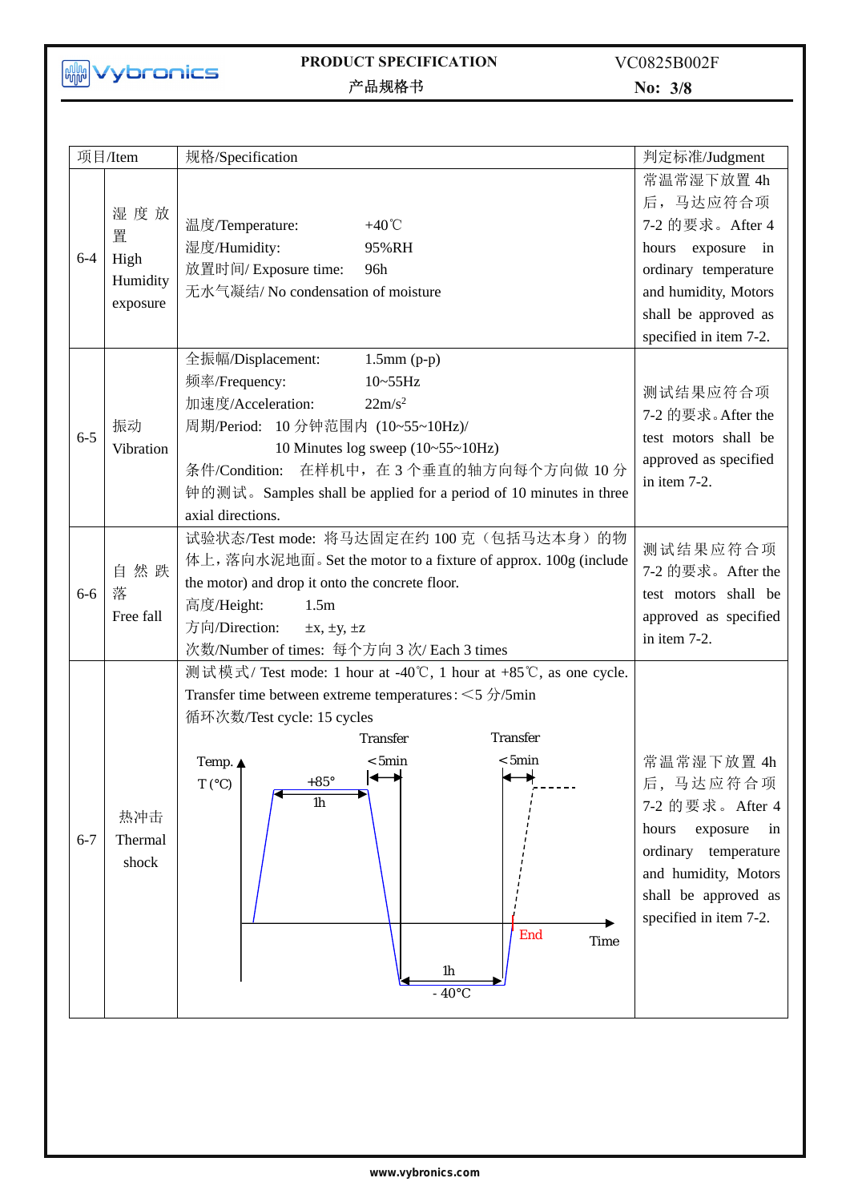| 项目/Item | | 规格/Specification | 判定标准/Judgment |
|---|---|---|---|
| 6-4 | 湿度放置 High Humidity exposure | 温度/Temperature: +40℃<br>湿度/Humidity: 95%RH<br>放置时间/ Exposure time: 96h<br>无水气凝结/ No condensation of moisture | 常温常湿下放置 4h 后，马达应符合项 7-2 的要求。After 4 hours exposure in ordinary temperature and humidity, Motors shall be approved as specified in item 7-2. |
| 6-5 | 振动 Vibration | 全振幅/Displacement: 1.5mm (p-p)<br>频率/Frequency: 10~55Hz<br>加速度/Acceleration: $22m/s^2$<br>周期/Period: 10 分钟范围内 (10~55~10Hz)/ 10 Minutes log sweep (10~55~10Hz)<br>条件/Condition: 在样机中，在 3 个垂直的轴方向每个方向做 10 分钟的测试。Samples shall be applied for a period of 10 minutes in three axial directions. | 测试结果应符合项 7-2 的要求。After the test motors shall be approved as specified in item 7-2. |
| 6-6 | 自然跌落 Free fall | 试验状态/Test mode: 将马达固定在约 100 克（包括马达本身）的物体上，落向水泥地面。Set the motor to a fixture of approx. 100g (include the motor) and drop it onto the concrete floor.<br>高度/Height: 1.5m<br>方向/Direction: ±x, ±y, ±z<br>次数/Number of times: 每个方向 3 次/ Each 3 times | 测试结果应符合项 7-2 的要求。After the test motors shall be approved as specified in item 7-2. |
| 6-7 | 热冲击 Thermal shock | 测试模式/ Test mode: 1 hour at -40℃, 1 hour at +85℃, as one cycle. Transfer time between extreme temperatures: <5 分/5min<br>循环次数/Test cycle: 15 cycles<br>Temp. T (°C)<br>+85°<br>1h<br>Transfer <5min<br>Transfer <5min<br>End<br>Time<br>1h<br>- 40°C | 常温常湿下放置 4h 后，马达应符合项 7-2 的要求。After 4 hours exposure in ordinary temperature and humidity, Motors shall be approved as specified in item 7-2. |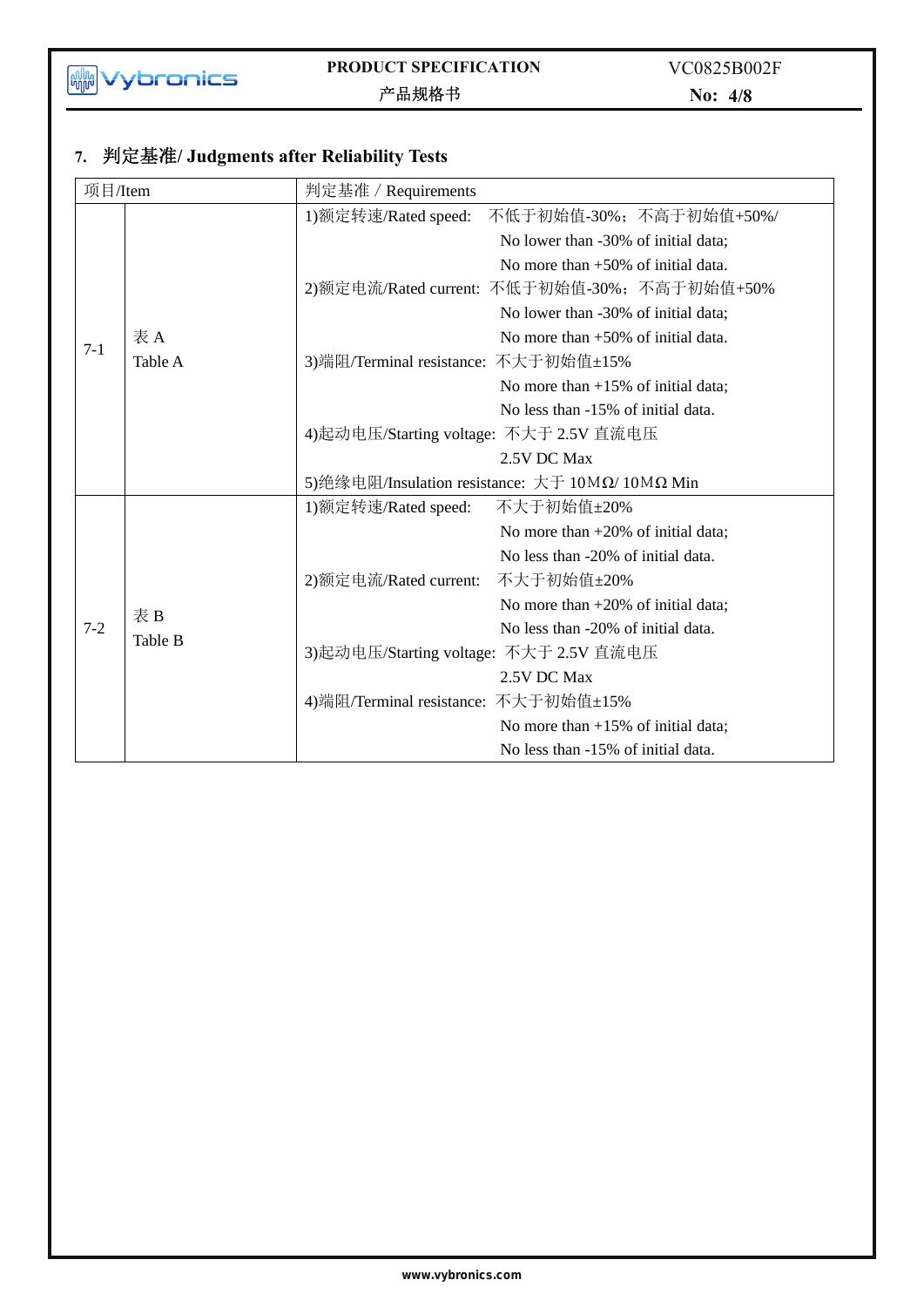## 7. 判定基准/ Judgments after Reliability Tests

| 项目/Item | | 判定基准 / Requirements |
|---|---|---|
| 7-1 | 表 A<br>Table A | 1)额定转速/Rated speed: 不低于初始值-30%；不高于初始值+50%/<br>No lower than -30% of initial data;<br>No more than +50% of initial data.<br>2)额定电流/Rated current: 不低于初始值-30%；不高于初始值+50%<br>No lower than -30% of initial data;<br>No more than +50% of initial data.<br>3)端阻/Terminal resistance: 不大于初始值±15%<br>No more than +15% of initial data;<br>No less than -15% of initial data.<br>4)起动电压/Starting voltage: 不大于 2.5V 直流电压<br>2.5V DC Max<br>5)绝缘电阻/Insulation resistance: 大于 10MΩ/ 10MΩ Min |
| 7-2 | 表 B<br>Table B | 1)额定转速/Rated speed: 不大于初始值±20%<br>No more than +20% of initial data;<br>No less than -20% of initial data.<br>2)额定电流/Rated current: 不大于初始值±20%<br>No more than +20% of initial data;<br>No less than -20% of initial data.<br>3)起动电压/Starting voltage: 不大于 2.5V 直流电压<br>2.5V DC Max<br>4)端阻/Terminal resistance: 不大于初始值±15%<br>No more than +15% of initial data;<br>No less than -15% of initial data. |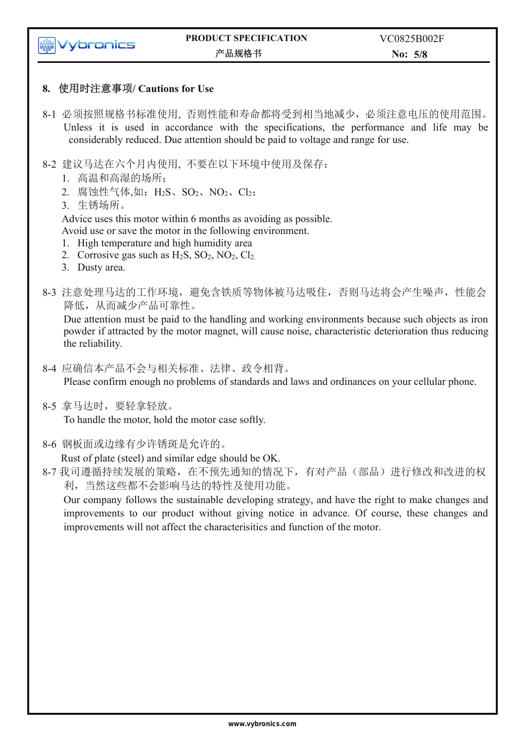## 8. 使用时注意事项/ Cautions for Use

8-1 必须按照规格书标准使用，否则性能和寿命都将受到相当地减少，必须注意电压的使用范围。
Unless it is used in accordance with the specifications, the performance and life may be considerably reduced. Due attention should be paid to voltage and range for use.

8-2 建议马达在六个月内使用，不要在以下环境中使用及保存：

1. 高温和高湿的场所；
2. 腐蚀性气体,如：$H_2S$、$SO_2$、$NO_2$、$Cl_2$；
3. 生锈场所。

Advice uses this motor within 6 months as avoiding as possible.
Avoid use or save the motor in the following environment.

1. High temperature and high humidity area
2. Corrosive gas such as $H_2S$, $SO_2$, $NO_2$, $Cl_2$.
3. Dusty area.

8-3 注意处理马达的工作环境，避免含铁质等物体被马达吸住，否则马达将会产生噪声，性能会降低，从而减少产品可靠性。
Due attention must be paid to the handling and working environments because such objects as iron powder if attracted by the motor magnet, will cause noise, characteristic deterioration thus reducing the reliability.

8-4 应确信本产品不会与相关标准、法律、政令相背。
Please confirm enough no problems of standards and laws and ordinances on your cellular phone.

8-5 拿马达时，要轻拿轻放。
To handle the motor, hold the motor case softly.

8-6 钢板面或边缘有少许锈斑是允许的。
Rust of plate (steel) and similar edge should be OK.

8-7 我司遵循持续发展的策略，在不预先通知的情况下，有对产品（部品）进行修改和改进的权利，当然这些都不会影响马达的特性及使用功能。
Our company follows the sustainable developing strategy, and have the right to make changes and improvements to our product without giving notice in advance. Of course, these changes and improvements will not affect the characterisitics and function of the motor.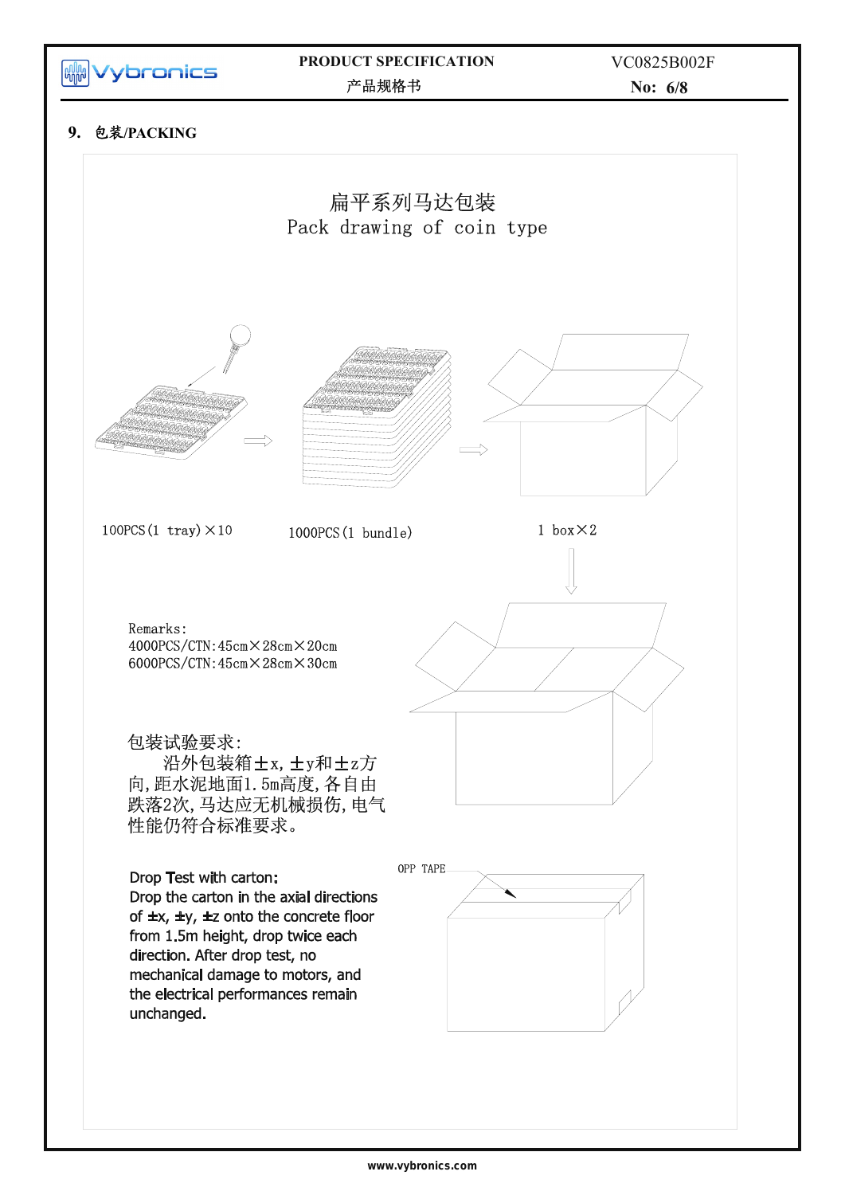## 9. 包装/PACKING

扁平系列马达包装

Pack drawing of coin type

100PCS(1 tray)×10

1000PCS(1 bundle)

1 box×2

Remarks:
4000PCS/CTN:45cm×28cm×20cm
6000PCS/CTN:45cm×28cm×30cm

包装试验要求:

沿外包装箱±x, ±y和±z方向,距水泥地面1.5m高度,各自由跌落2次,马达应无机械损伤,电气性能仍符合标准要求。

Drop Test with carton:
Drop the carton in the axial directions of ±x, ±y, ±z onto the concrete floor from 1.5m height, drop twice each direction. After drop test, no mechanical damage to motors, and the electrical performances remain unchanged.

OPP TAPE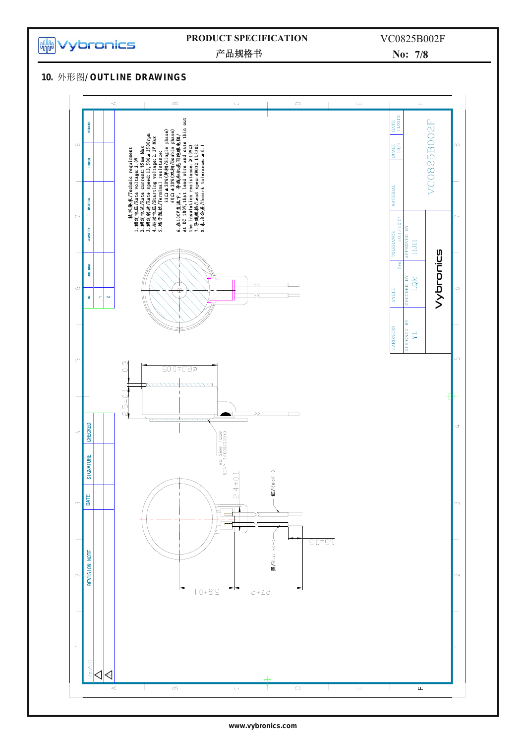## 10. 外形图/OUTLINE DRAWINGS

技术要求/Technic requirment

1. 额定电压/Rate voltage: 3.0V
2. 额定电流/Rate current: 85mA Max
3. 额定转速/Rate speed: 13,500±3500rpm
4. 起动电压/Starting voltage: 2.3V Max
5. 端子阻抗/Terminal resistance:
   33Ω±20%(单相/Single phase)
   60Ω±20%(双相/Double phase)
6. 在100V直流下，导线和机壳间绝缘电阻/At DC 100V, that lead wire and case thin out the insulation resistance: ≥10MΩ
7. 导线规格/Lead spec: AWG32 UL3302
8. 未注公差/Unmark tolerance: ±0.1

Dimensions: Ø8.0±0.05; 0.3; 2.5±0.1; 2.4±0.1; 1.5±0.5; 5.8±0.1; 27±2

Two Side Tape SONY T4000(G1S1)

红/Red(+)

黑/Black(-)

| HARDNESS | ANGLE | TOLERANCE ±0.1/±0.5° | MATERIAL | SCALE 10/1 | DATE 140212 |
|---|---|---|---|---|---|
| DESIGNED BY YL | CHECKED BY LQM | APPROVED BY HJH | | | |

VC0825B002F

Vybronics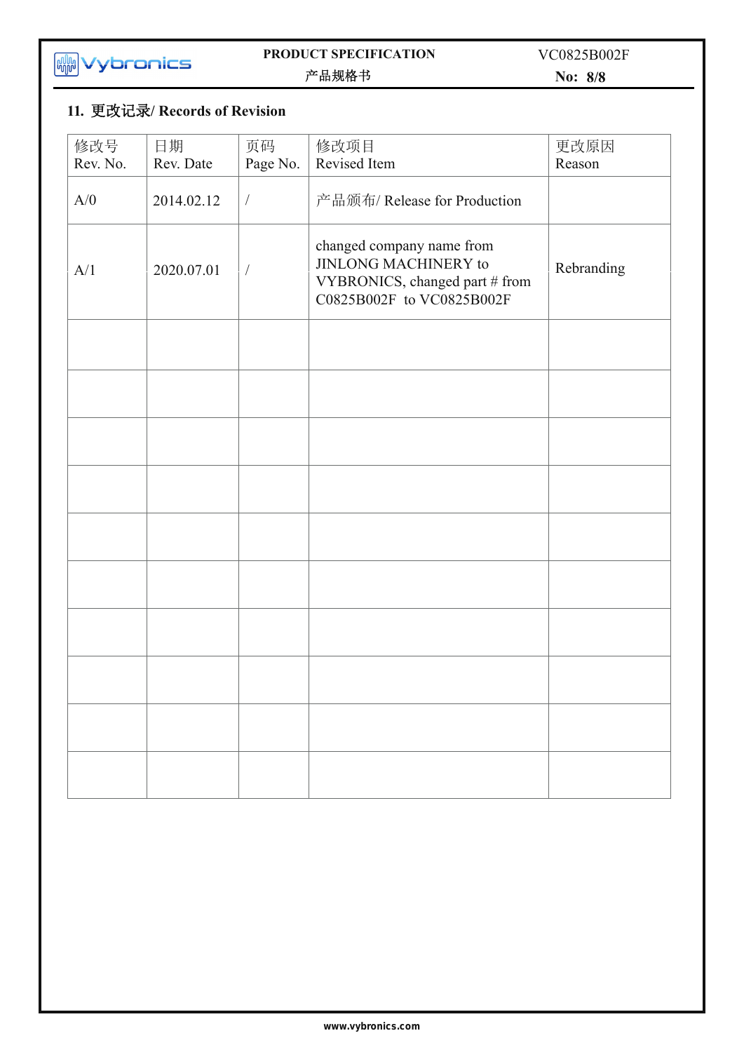## 11. 更改记录/ Records of Revision

| 修改号 Rev. No. | 日期 Rev. Date | 页码 Page No. | 修改项目 Revised Item | 更改原因 Reason |
|---|---|---|---|---|
| A/0 | 2014.02.12 | / | 产品颁布/ Release for Production | |
| A/1 | 2020.07.01 | / | changed company name from JINLONG MACHINERY to VYBRONICS, changed part # from C0825B002F to VC0825B002F | Rebranding |
| | | | | |
| | | | | |
| | | | | |
| | | | | |
| | | | | |
| | | | | |
| | | | | |
| | | | | |
| | | | | |
| | | | | |